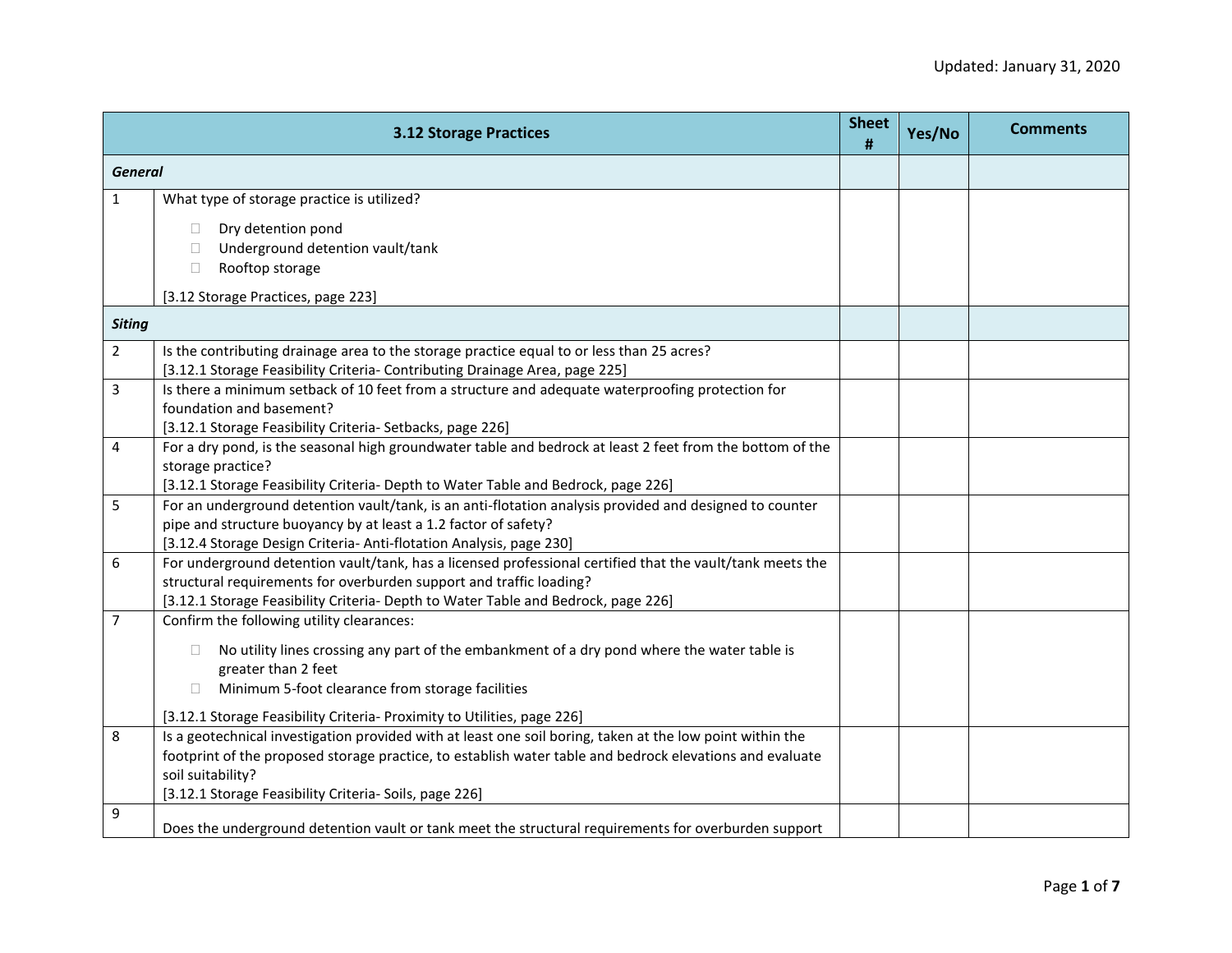| | 3.12 Storage Practices | Sheet # | Yes/No | Comments |
|---|---|---|---|---|
| ***General*** | | | | |
| 1 | What type of storage practice is utilized?<br>☐ Dry detention pond<br>☐ Underground detention vault/tank<br>☐ Rooftop storage<br>[3.12 Storage Practices, page 223] | | | |
| ***Siting*** | | | | |
| 2 | Is the contributing drainage area to the storage practice equal to or less than 25 acres?<br>[3.12.1 Storage Feasibility Criteria- Contributing Drainage Area, page 225] | | | |
| 3 | Is there a minimum setback of 10 feet from a structure and adequate waterproofing protection for foundation and basement?<br>[3.12.1 Storage Feasibility Criteria- Setbacks, page 226] | | | |
| 4 | For a dry pond, is the seasonal high groundwater table and bedrock at least 2 feet from the bottom of the storage practice?<br>[3.12.1 Storage Feasibility Criteria- Depth to Water Table and Bedrock, page 226] | | | |
| 5 | For an underground detention vault/tank, is an anti-flotation analysis provided and designed to counter pipe and structure buoyancy by at least a 1.2 factor of safety?<br>[3.12.4 Storage Design Criteria- Anti-flotation Analysis, page 230] | | | |
| 6 | For underground detention vault/tank, has a licensed professional certified that the vault/tank meets the structural requirements for overburden support and traffic loading?<br>[3.12.1 Storage Feasibility Criteria- Depth to Water Table and Bedrock, page 226] | | | |
| 7 | Confirm the following utility clearances:<br>☐ No utility lines crossing any part of the embankment of a dry pond where the water table is greater than 2 feet<br>☐ Minimum 5-foot clearance from storage facilities<br>[3.12.1 Storage Feasibility Criteria- Proximity to Utilities, page 226] | | | |
| 8 | Is a geotechnical investigation provided with at least one soil boring, taken at the low point within the footprint of the proposed storage practice, to establish water table and bedrock elevations and evaluate soil suitability?<br>[3.12.1 Storage Feasibility Criteria- Soils, page 226] | | | |
| 9 | Does the underground detention vault or tank meet the structural requirements for overburden support | | | |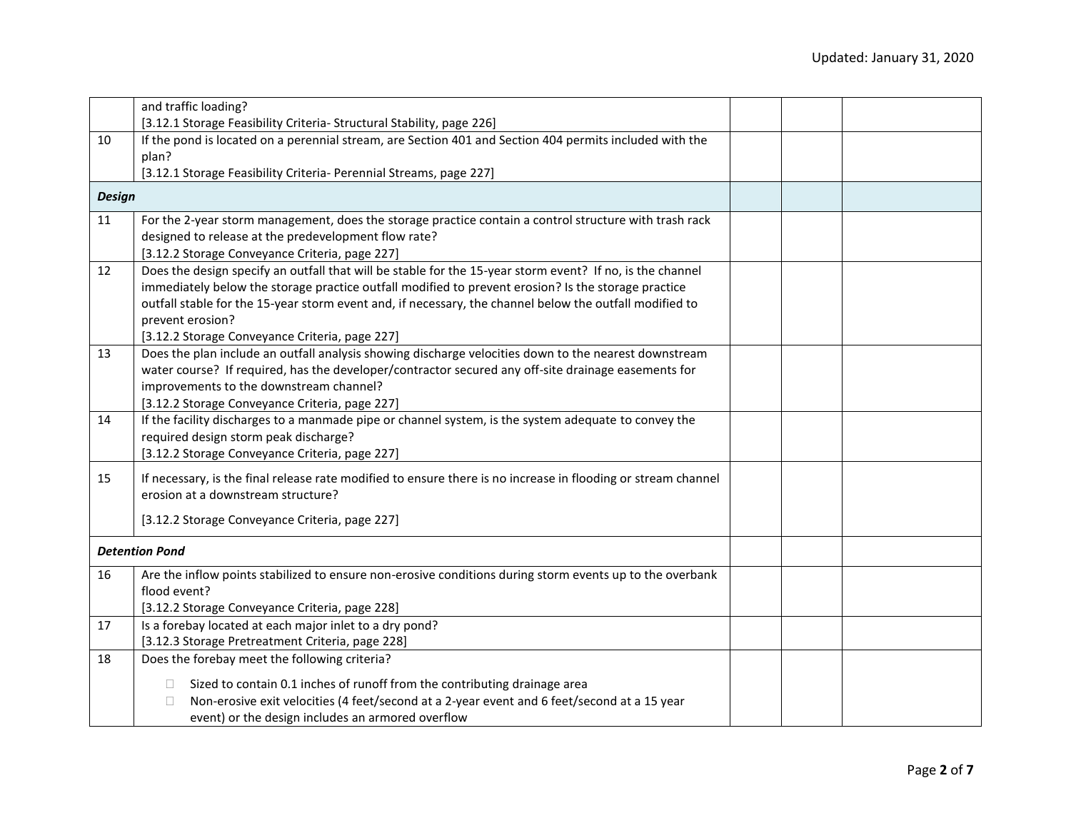| | | | | |
|---|---|---|---|---|
| | and traffic loading? [3.12.1 Storage Feasibility Criteria- Structural Stability, page 226] | | | |
| 10 | If the pond is located on a perennial stream, are Section 401 and Section 404 permits included with the plan? [3.12.1 Storage Feasibility Criteria- Perennial Streams, page 227] | | | |
| ***Design*** | | | | |
| 11 | For the 2-year storm management, does the storage practice contain a control structure with trash rack designed to release at the predevelopment flow rate? [3.12.2 Storage Conveyance Criteria, page 227] | | | |
| 12 | Does the design specify an outfall that will be stable for the 15-year storm event? If no, is the channel immediately below the storage practice outfall modified to prevent erosion? Is the storage practice outfall stable for the 15-year storm event and, if necessary, the channel below the outfall modified to prevent erosion? [3.12.2 Storage Conveyance Criteria, page 227] | | | |
| 13 | Does the plan include an outfall analysis showing discharge velocities down to the nearest downstream water course? If required, has the developer/contractor secured any off-site drainage easements for improvements to the downstream channel? [3.12.2 Storage Conveyance Criteria, page 227] | | | |
| 14 | If the facility discharges to a manmade pipe or channel system, is the system adequate to convey the required design storm peak discharge? [3.12.2 Storage Conveyance Criteria, page 227] | | | |
| 15 | If necessary, is the final release rate modified to ensure there is no increase in flooding or stream channel erosion at a downstream structure? [3.12.2 Storage Conveyance Criteria, page 227] | | | |
| ***Detention Pond*** | | | | |
| 16 | Are the inflow points stabilized to ensure non-erosive conditions during storm events up to the overbank flood event? [3.12.2 Storage Conveyance Criteria, page 228] | | | |
| 17 | Is a forebay located at each major inlet to a dry pond? [3.12.3 Storage Pretreatment Criteria, page 228] | | | |
| 18 | Does the forebay meet the following criteria? ☐ Sized to contain 0.1 inches of runoff from the contributing drainage area ☐ Non-erosive exit velocities (4 feet/second at a 2-year event and 6 feet/second at a 15 year event) or the design includes an armored overflow | | | |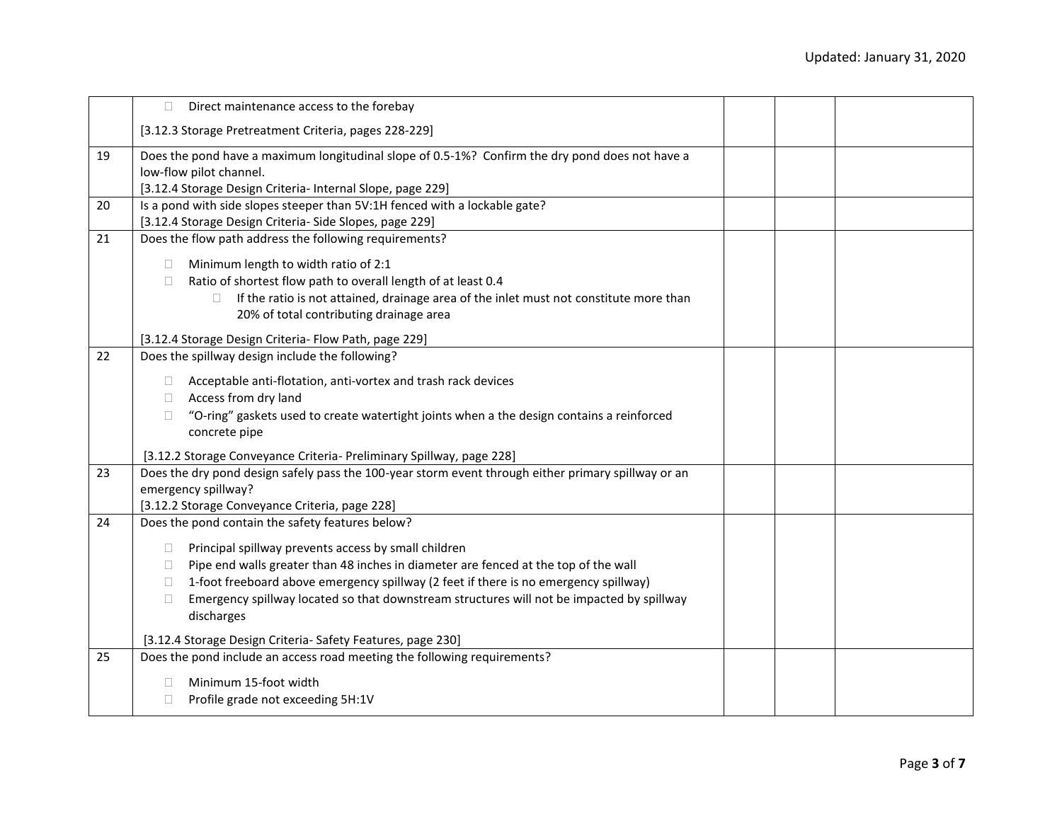| | | | | |
|---|---|---|---|---|
| | ☐ Direct maintenance access to the forebay<br><br>[3.12.3 Storage Pretreatment Criteria, pages 228-229] | | | |
| 19 | Does the pond have a maximum longitudinal slope of 0.5-1%? Confirm the dry pond does not have a low-flow pilot channel.<br>[3.12.4 Storage Design Criteria- Internal Slope, page 229] | | | |
| 20 | Is a pond with side slopes steeper than 5V:1H fenced with a lockable gate?<br>[3.12.4 Storage Design Criteria- Side Slopes, page 229] | | | |
| 21 | Does the flow path address the following requirements?<br><br>☐ Minimum length to width ratio of 2:1<br>☐ Ratio of shortest flow path to overall length of at least 0.4<br>&nbsp;&nbsp;&nbsp;&nbsp;☐ If the ratio is not attained, drainage area of the inlet must not constitute more than 20% of total contributing drainage area<br><br>[3.12.4 Storage Design Criteria- Flow Path, page 229] | | | |
| 22 | Does the spillway design include the following?<br><br>☐ Acceptable anti-flotation, anti-vortex and trash rack devices<br>☐ Access from dry land<br>☐ "O-ring" gaskets used to create watertight joints when a the design contains a reinforced concrete pipe<br><br>[3.12.2 Storage Conveyance Criteria- Preliminary Spillway, page 228] | | | |
| 23 | Does the dry pond design safely pass the 100-year storm event through either primary spillway or an emergency spillway?<br>[3.12.2 Storage Conveyance Criteria, page 228] | | | |
| 24 | Does the pond contain the safety features below?<br><br>☐ Principal spillway prevents access by small children<br>☐ Pipe end walls greater than 48 inches in diameter are fenced at the top of the wall<br>☐ 1-foot freeboard above emergency spillway (2 feet if there is no emergency spillway)<br>☐ Emergency spillway located so that downstream structures will not be impacted by spillway discharges<br><br>[3.12.4 Storage Design Criteria- Safety Features, page 230] | | | |
| 25 | Does the pond include an access road meeting the following requirements?<br><br>☐ Minimum 15-foot width<br>☐ Profile grade not exceeding 5H:1V | | | |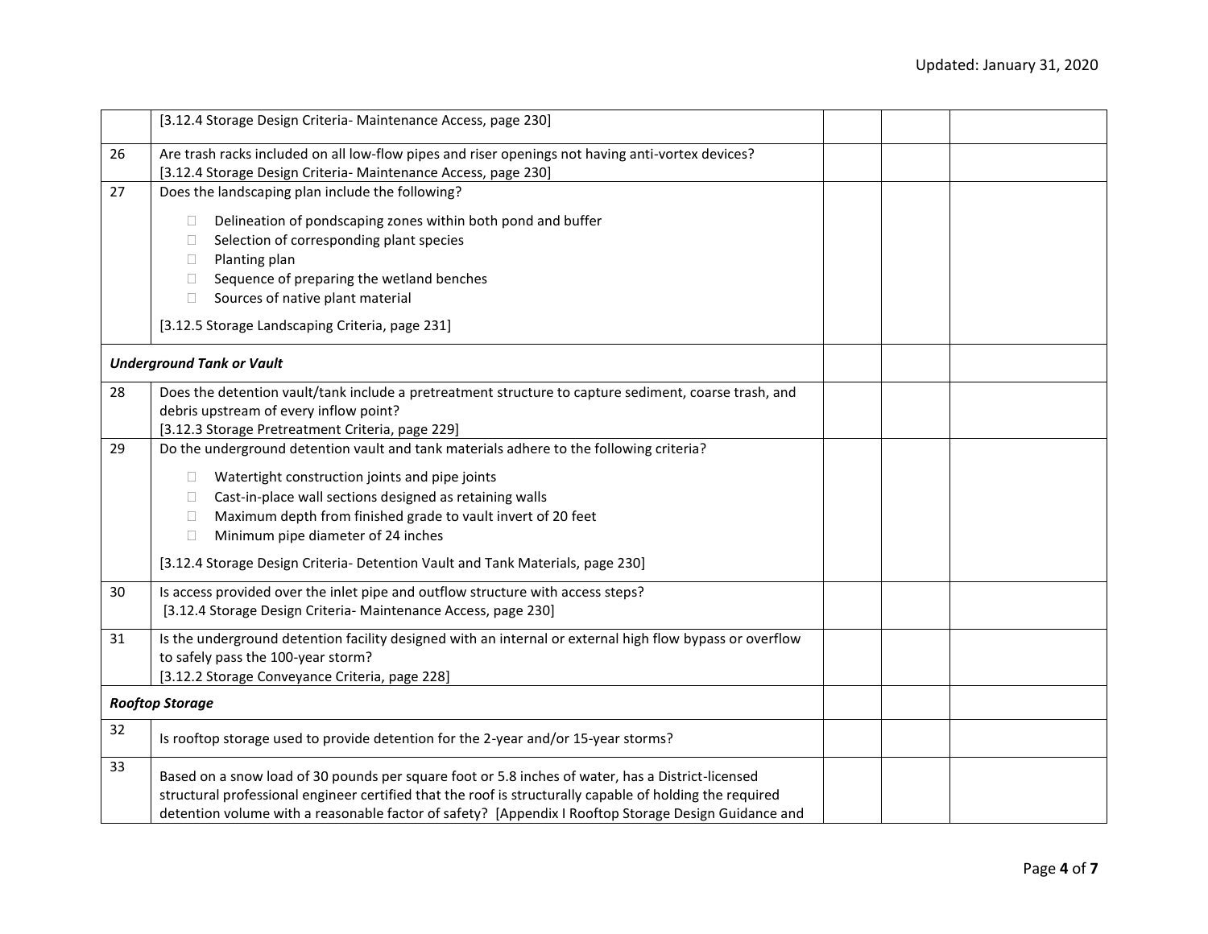| | | | | |
|---|---|---|---|---|
| | [3.12.4 Storage Design Criteria- Maintenance Access, page 230] | | | |
| 26 | Are trash racks included on all low-flow pipes and riser openings not having anti-vortex devices?<br>[3.12.4 Storage Design Criteria- Maintenance Access, page 230] | | | |
| 27 | Does the landscaping plan include the following?<br>☐ Delineation of pondscaping zones within both pond and buffer<br>☐ Selection of corresponding plant species<br>☐ Planting plan<br>☐ Sequence of preparing the wetland benches<br>☐ Sources of native plant material<br>[3.12.5 Storage Landscaping Criteria, page 231] | | | |
| ***Underground Tank or Vault*** | | | | |
| 28 | Does the detention vault/tank include a pretreatment structure to capture sediment, coarse trash, and debris upstream of every inflow point?<br>[3.12.3 Storage Pretreatment Criteria, page 229] | | | |
| 29 | Do the underground detention vault and tank materials adhere to the following criteria?<br>☐ Watertight construction joints and pipe joints<br>☐ Cast-in-place wall sections designed as retaining walls<br>☐ Maximum depth from finished grade to vault invert of 20 feet<br>☐ Minimum pipe diameter of 24 inches<br>[3.12.4 Storage Design Criteria- Detention Vault and Tank Materials, page 230] | | | |
| 30 | Is access provided over the inlet pipe and outflow structure with access steps?<br>[3.12.4 Storage Design Criteria- Maintenance Access, page 230] | | | |
| 31 | Is the underground detention facility designed with an internal or external high flow bypass or overflow to safely pass the 100-year storm?<br>[3.12.2 Storage Conveyance Criteria, page 228] | | | |
| ***Rooftop Storage*** | | | | |
| 32 | Is rooftop storage used to provide detention for the 2-year and/or 15-year storms? | | | |
| 33 | Based on a snow load of 30 pounds per square foot or 5.8 inches of water, has a District-licensed structural professional engineer certified that the roof is structurally capable of holding the required detention volume with a reasonable factor of safety? [Appendix I Rooftop Storage Design Guidance and | | | |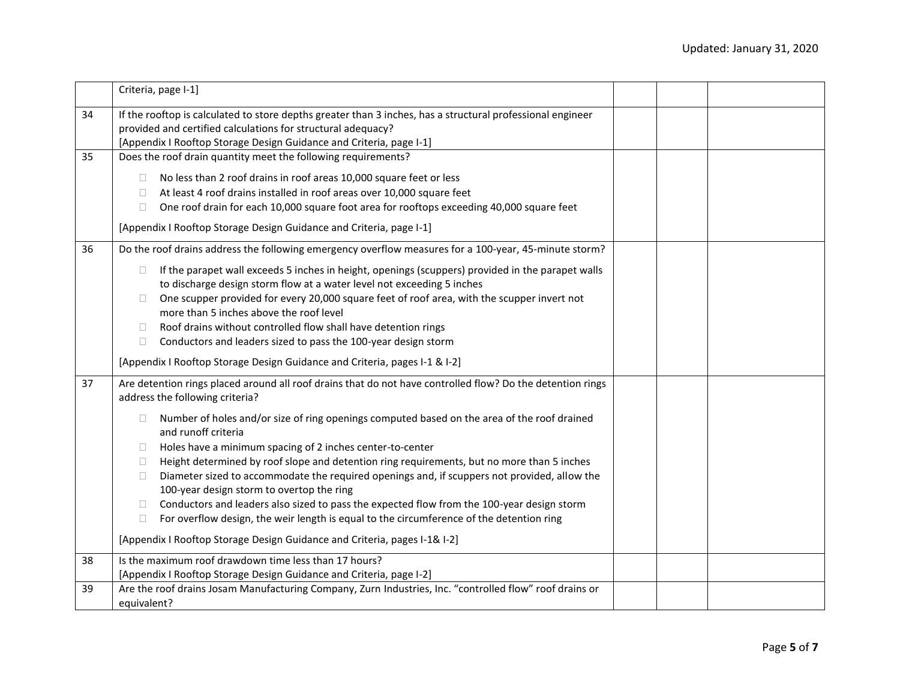| | | | | |
|---|---|---|---|---|
| | Criteria, page I-1] | | | |
| 34 | If the rooftop is calculated to store depths greater than 3 inches, has a structural professional engineer provided and certified calculations for structural adequacy?<br>[Appendix I Rooftop Storage Design Guidance and Criteria, page I-1] | | | |
| 35 | Does the roof drain quantity meet the following requirements?<br>☐ No less than 2 roof drains in roof areas 10,000 square feet or less<br>☐ At least 4 roof drains installed in roof areas over 10,000 square feet<br>☐ One roof drain for each 10,000 square foot area for rooftops exceeding 40,000 square feet<br>[Appendix I Rooftop Storage Design Guidance and Criteria, page I-1] | | | |
| 36 | Do the roof drains address the following emergency overflow measures for a 100-year, 45-minute storm?<br>☐ If the parapet wall exceeds 5 inches in height, openings (scuppers) provided in the parapet walls to discharge design storm flow at a water level not exceeding 5 inches<br>☐ One scupper provided for every 20,000 square feet of roof area, with the scupper invert not more than 5 inches above the roof level<br>☐ Roof drains without controlled flow shall have detention rings<br>☐ Conductors and leaders sized to pass the 100-year design storm<br>[Appendix I Rooftop Storage Design Guidance and Criteria, pages I-1 & I-2] | | | |
| 37 | Are detention rings placed around all roof drains that do not have controlled flow? Do the detention rings address the following criteria?<br>☐ Number of holes and/or size of ring openings computed based on the area of the roof drained and runoff criteria<br>☐ Holes have a minimum spacing of 2 inches center-to-center<br>☐ Height determined by roof slope and detention ring requirements, but no more than 5 inches<br>☐ Diameter sized to accommodate the required openings and, if scuppers not provided, allow the 100-year design storm to overtop the ring<br>☐ Conductors and leaders also sized to pass the expected flow from the 100-year design storm<br>☐ For overflow design, the weir length is equal to the circumference of the detention ring<br>[Appendix I Rooftop Storage Design Guidance and Criteria, pages I-1& I-2] | | | |
| 38 | Is the maximum roof drawdown time less than 17 hours?<br>[Appendix I Rooftop Storage Design Guidance and Criteria, page I-2] | | | |
| 39 | Are the roof drains Josam Manufacturing Company, Zurn Industries, Inc. "controlled flow" roof drains or equivalent? | | | |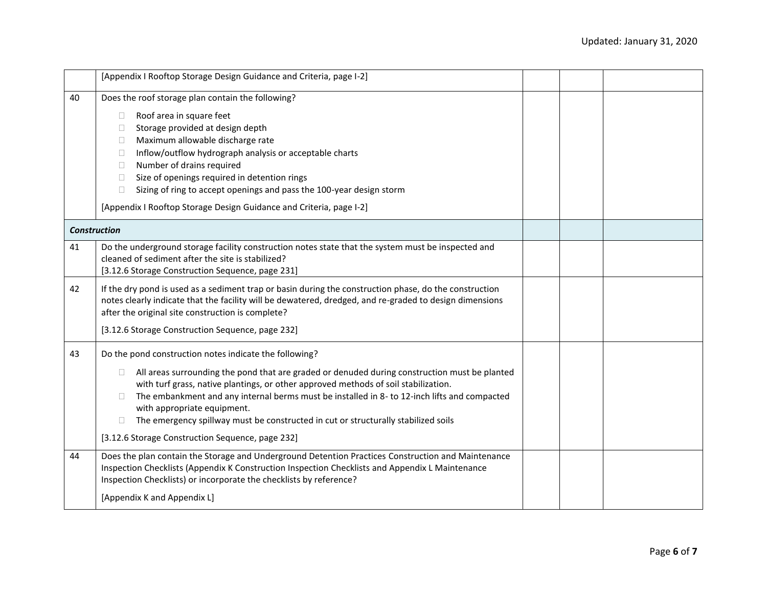| | | | | |
|---|---|---|---|---|
| | [Appendix I Rooftop Storage Design Guidance and Criteria, page I-2] | | | |
| 40 | Does the roof storage plan contain the following?<br><br>☐ Roof area in square feet<br>☐ Storage provided at design depth<br>☐ Maximum allowable discharge rate<br>☐ Inflow/outflow hydrograph analysis or acceptable charts<br>☐ Number of drains required<br>☐ Size of openings required in detention rings<br>☐ Sizing of ring to accept openings and pass the 100-year design storm<br><br>[Appendix I Rooftop Storage Design Guidance and Criteria, page I-2] | | | |
| ***Construction*** | | | | |
| 41 | Do the underground storage facility construction notes state that the system must be inspected and cleaned of sediment after the site is stabilized?<br>[3.12.6 Storage Construction Sequence, page 231] | | | |
| 42 | If the dry pond is used as a sediment trap or basin during the construction phase, do the construction notes clearly indicate that the facility will be dewatered, dredged, and re-graded to design dimensions after the original site construction is complete?<br><br>[3.12.6 Storage Construction Sequence, page 232] | | | |
| 43 | Do the pond construction notes indicate the following?<br><br>☐ All areas surrounding the pond that are graded or denuded during construction must be planted with turf grass, native plantings, or other approved methods of soil stabilization.<br>☐ The embankment and any internal berms must be installed in 8- to 12-inch lifts and compacted with appropriate equipment.<br>☐ The emergency spillway must be constructed in cut or structurally stabilized soils<br><br>[3.12.6 Storage Construction Sequence, page 232] | | | |
| 44 | Does the plan contain the Storage and Underground Detention Practices Construction and Maintenance Inspection Checklists (Appendix K Construction Inspection Checklists and Appendix L Maintenance Inspection Checklists) or incorporate the checklists by reference?<br><br>[Appendix K and Appendix L] | | | |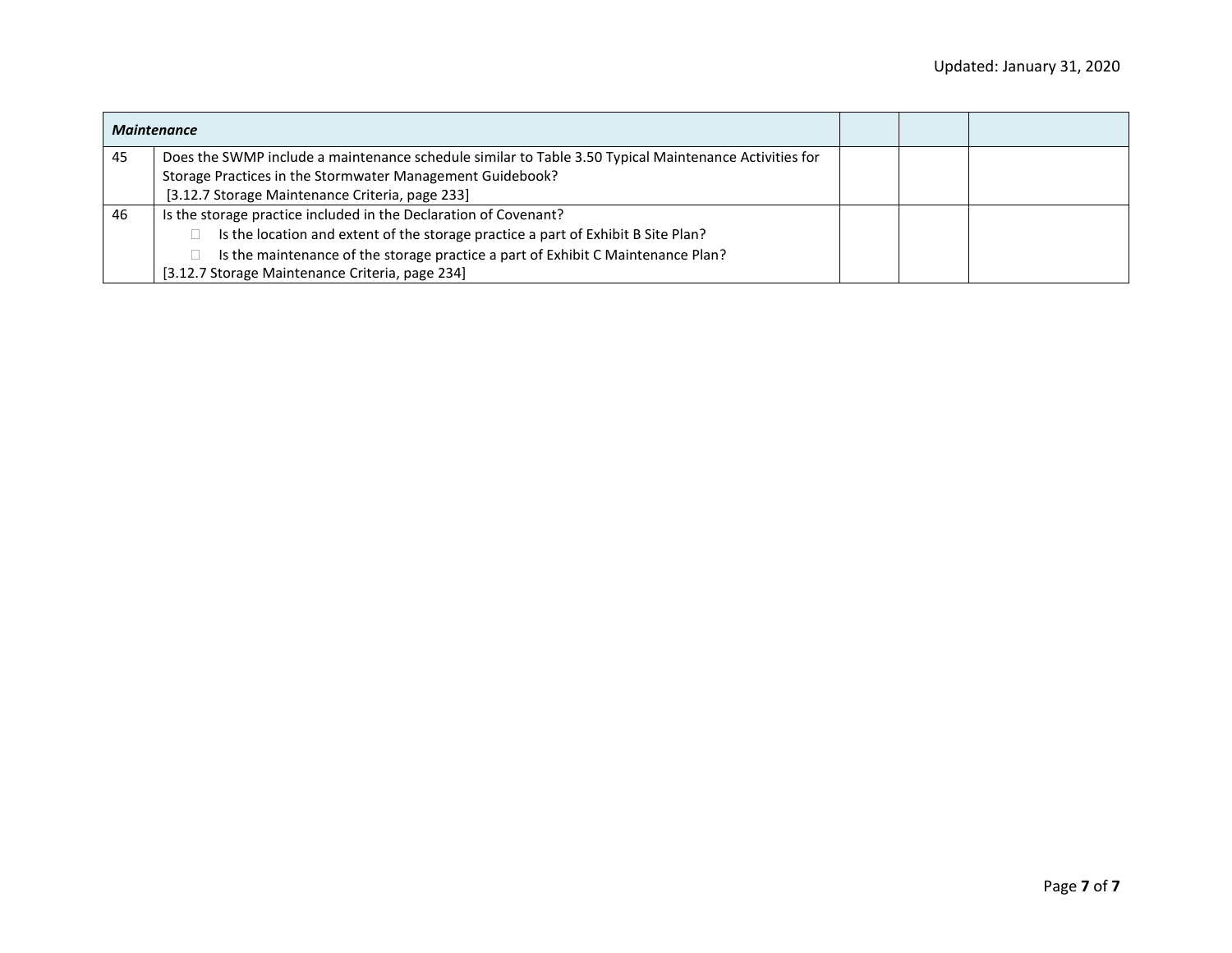| *Maintenance* | | | | |
|---|---|---|---|---|
| 45 | Does the SWMP include a maintenance schedule similar to Table 3.50 Typical Maintenance Activities for Storage Practices in the Stormwater Management Guidebook?<br>[3.12.7 Storage Maintenance Criteria, page 233] | | | |
| 46 | Is the storage practice included in the Declaration of Covenant?<br>☐ Is the location and extent of the storage practice a part of Exhibit B Site Plan?<br>☐ Is the maintenance of the storage practice a part of Exhibit C Maintenance Plan?<br>[3.12.7 Storage Maintenance Criteria, page 234] | | | |